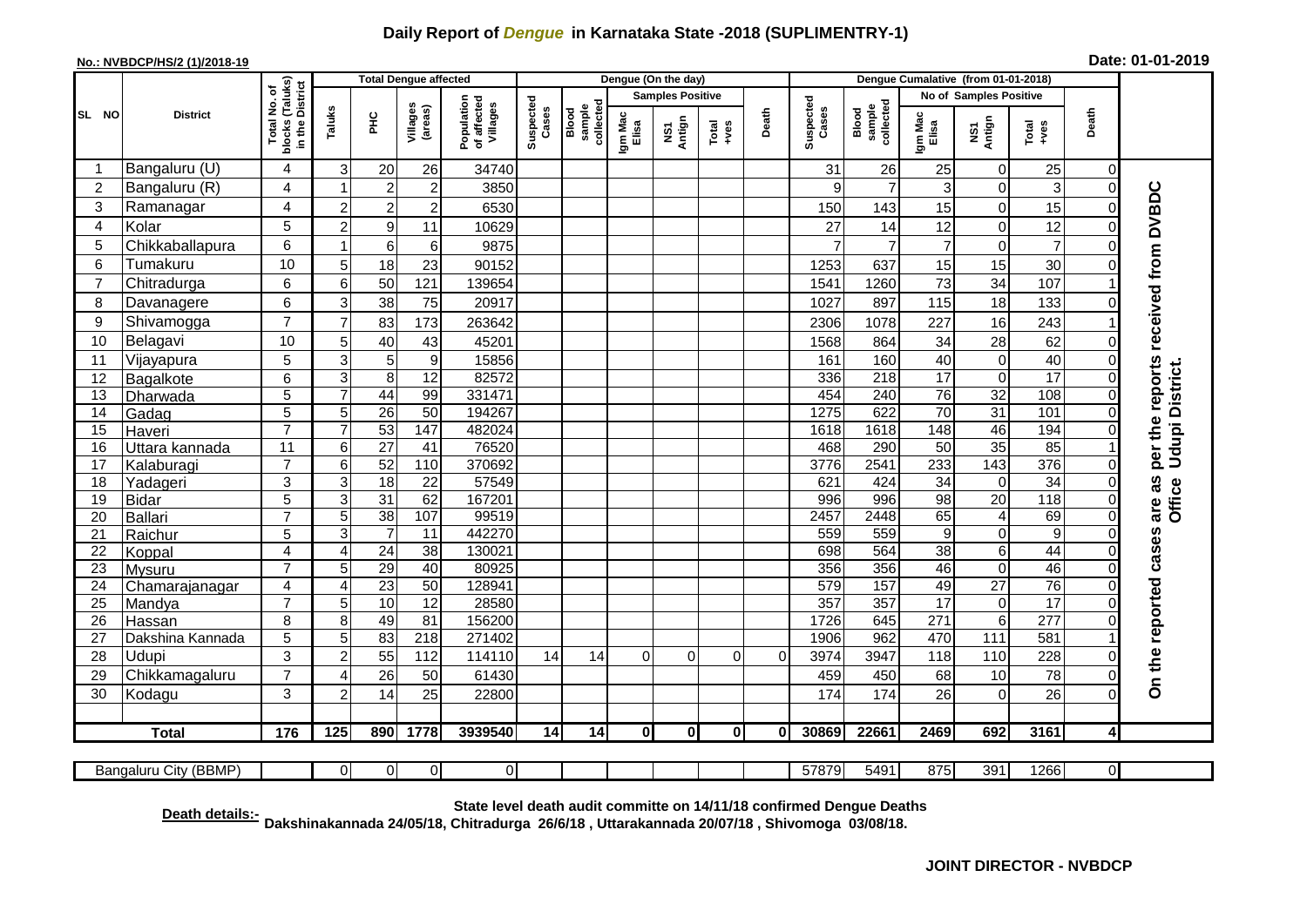# Daily Report of *Dengue* in Karnataka State -2018 (SUPLIMENTRY-1)

**No.: NVBDCP/HS/2 (1)/2018-19**

**Date: 01-01-2019**

| SL NO | District | Total No. of blocks (Taluks) in the District | Total Dengue affected | | | | Dengue (On the day) | | | | | | | Dengue Cumalative (from 01-01-2018) | | | | | | | |
|---|---|---|---|---|---|---|---|---|---|---|---|---|---|---|---|---|---|---|---|---|
| | | | Taluks | PHC | Villages (areas) | Population of affected Villages | Suspected Cases | Blood sample collected | Samples Positive | | | Death | Suspected Cases | Blood sample collected | No of Samples Positive | | | Death | |
| | | | | | | | | | Igm Mac Elisa | NS1 Antign | Total +ves | | | | Igm Mac Elisa | NS1 Antign | Total +ves | | |
| 1 | Bangaluru (U) | 4 | 3 | 20 | 26 | 34740 | | | | | | | 31 | 26 | 25 | 0 | 25 | 0 | On the reported cases are as per the reports received from DVBDC Office Udupi District. |
| 2 | Bangaluru (R) | 4 | 1 | 2 | 2 | 3850 | | | | | | | 9 | 7 | 3 | 0 | 3 | 0 | |
| 3 | Ramanagar | 4 | 2 | 2 | 2 | 6530 | | | | | | | 150 | 143 | 15 | 0 | 15 | 0 | |
| 4 | Kolar | 5 | 2 | 9 | 11 | 10629 | | | | | | | 27 | 14 | 12 | 0 | 12 | 0 | |
| 5 | Chikkaballapura | 6 | 1 | 6 | 6 | 9875 | | | | | | | 7 | 7 | 7 | 0 | 7 | 0 | |
| 6 | Tumakuru | 10 | 5 | 18 | 23 | 90152 | | | | | | | 1253 | 637 | 15 | 15 | 30 | 0 | |
| 7 | Chitradurga | 6 | 6 | 50 | 121 | 139654 | | | | | | | 1541 | 1260 | 73 | 34 | 107 | 1 | |
| 8 | Davanagere | 6 | 3 | 38 | 75 | 20917 | | | | | | | 1027 | 897 | 115 | 18 | 133 | 0 | |
| 9 | Shivamogga | 7 | 7 | 83 | 173 | 263642 | | | | | | | 2306 | 1078 | 227 | 16 | 243 | 1 | |
| 10 | Belagavi | 10 | 5 | 40 | 43 | 45201 | | | | | | | 1568 | 864 | 34 | 28 | 62 | 0 | |
| 11 | Vijayapura | 5 | 3 | 5 | 9 | 15856 | | | | | | | 161 | 160 | 40 | 0 | 40 | 0 | |
| 12 | Bagalkote | 6 | 3 | 8 | 12 | 82572 | | | | | | | 336 | 218 | 17 | 0 | 17 | 0 | |
| 13 | Dharwada | 5 | 7 | 44 | 99 | 331471 | | | | | | | 454 | 240 | 76 | 32 | 108 | 0 | |
| 14 | Gadag | 5 | 5 | 26 | 50 | 194267 | | | | | | | 1275 | 622 | 70 | 31 | 101 | 0 | |
| 15 | Haveri | 7 | 7 | 53 | 147 | 482024 | | | | | | | 1618 | 1618 | 148 | 46 | 194 | 0 | |
| 16 | Uttara kannada | 11 | 6 | 27 | 41 | 76520 | | | | | | | 468 | 290 | 50 | 35 | 85 | 1 | |
| 17 | Kalaburagi | 7 | 6 | 52 | 110 | 370692 | | | | | | | 3776 | 2541 | 233 | 143 | 376 | 0 | |
| 18 | Yadageri | 3 | 3 | 18 | 22 | 57549 | | | | | | | 621 | 424 | 34 | 0 | 34 | 0 | |
| 19 | Bidar | 5 | 3 | 31 | 62 | 167201 | | | | | | | 996 | 996 | 98 | 20 | 118 | 0 | |
| 20 | Ballari | 7 | 5 | 38 | 107 | 99519 | | | | | | | 2457 | 2448 | 65 | 4 | 69 | 0 | |
| 21 | Raichur | 5 | 3 | 7 | 11 | 442270 | | | | | | | 559 | 559 | 9 | 0 | 9 | 0 | |
| 22 | Koppal | 4 | 4 | 24 | 38 | 130021 | | | | | | | 698 | 564 | 38 | 6 | 44 | 0 | |
| 23 | Mysuru | 7 | 5 | 29 | 40 | 80925 | | | | | | | 356 | 356 | 46 | 0 | 46 | 0 | |
| 24 | Chamarajanagar | 4 | 4 | 23 | 50 | 128941 | | | | | | | 579 | 157 | 49 | 27 | 76 | 0 | |
| 25 | Mandya | 7 | 5 | 10 | 12 | 28580 | | | | | | | 357 | 357 | 17 | 0 | 17 | 0 | |
| 26 | Hassan | 8 | 8 | 49 | 81 | 156200 | | | | | | | 1726 | 645 | 271 | 6 | 277 | 0 | |
| 27 | Dakshina Kannada | 5 | 5 | 83 | 218 | 271402 | | | | | | | 1906 | 962 | 470 | 111 | 581 | 1 | |
| 28 | Udupi | 3 | 2 | 55 | 112 | 114110 | 14 | 14 | 0 | 0 | 0 | 0 | 3974 | 3947 | 118 | 110 | 228 | 0 | |
| 29 | Chikkamagaluru | 7 | 4 | 26 | 50 | 61430 | | | | | | | 459 | 450 | 68 | 10 | 78 | 0 | |
| 30 | Kodagu | 3 | 2 | 14 | 25 | 22800 | | | | | | | 174 | 174 | 26 | 0 | 26 | 0 | |
| | **Total** | **176** | **125** | **890** | **1778** | **3939540** | **14** | **14** | **0** | **0** | **0** | **0** | **30869** | **22661** | **2469** | **692** | **3161** | **4** | |
| | Bangaluru City (BBMP) | | 0 | 0 | 0 | 0 | | | | | | | 57879 | 5491 | 875 | 391 | 1266 | 0 | |

**Death details:-** **State level death audit committe on 14/11/18 confirmed Dengue Deaths Dakshinakannada 24/05/18, Chitradurga 26/6/18 , Uttarakannada 20/07/18 , Shivomoga 03/08/18.**

**JOINT DIRECTOR - NVBDCP**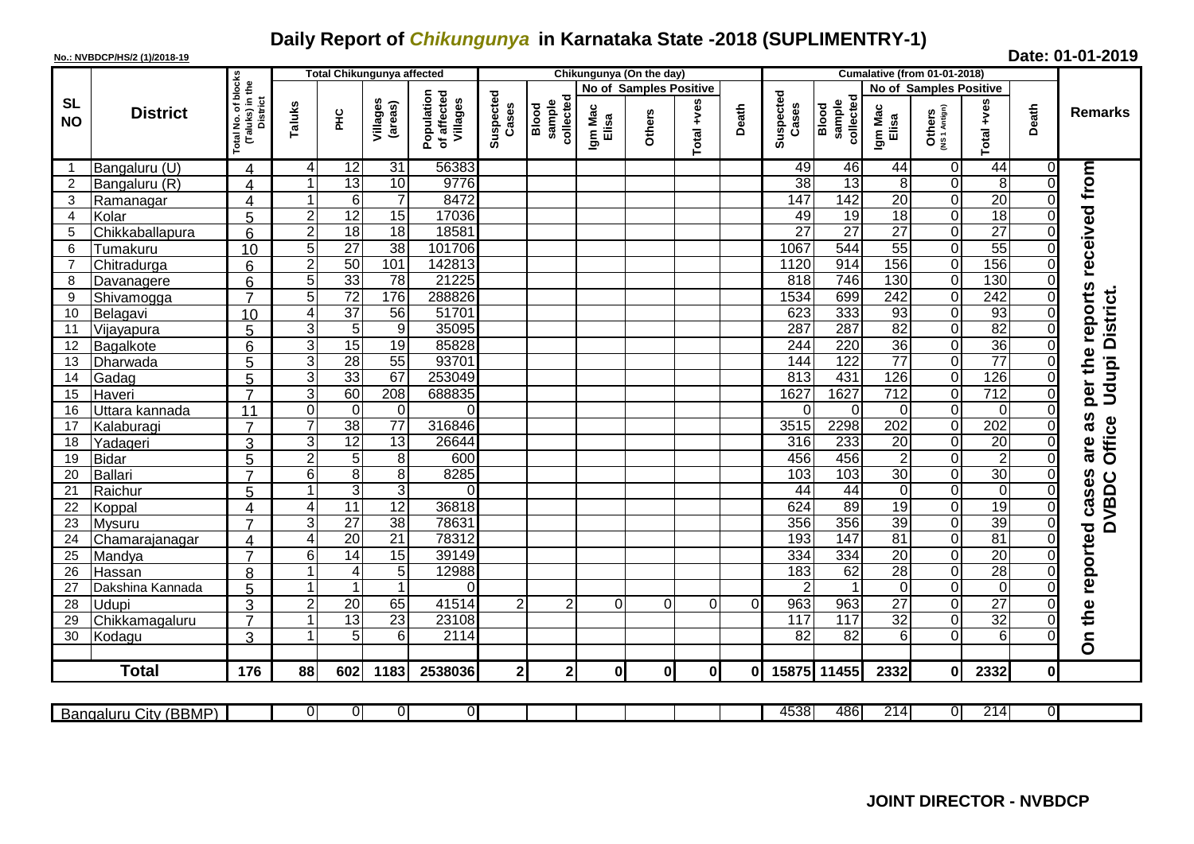# Daily Report of *Chikungunya* in Karnataka State -2018 (SUPLIMENTRY-1)

**No.: NVBDCP/HS/2 (1)/2018-19** **Date: 01-01-2019**

| SL NO | District | Total No. of blocks (Taluks) in the District | Total Chikungunya affected | | | | Chikungunya (On the day) | | | | | | | Cumalative (from 01-01-2018) | | | | | | | Remarks |
|---|---|---|---|---|---|---|---|---|---|---|---|---|---|---|---|---|---|---|---|---|---|
| | | | Taluks | PHC | Villages (areas) | Population of affected Villages | Suspected Cases | Blood sample collected | No of Samples Positive | | | Death | | Suspected Cases | Blood sample collected | No of Samples Positive | | | Death | |
| | | | | | | | | | Igm Mac Elisa | Others | Total +ves | | | | | Igm Mac Elisa | Others (NS1 Antign) | Total +ves | | |
| 1 | Bangaluru (U) | 4 | 4 | 12 | 31 | 56383 | | | | | | | 49 | 46 | 44 | 0 | 44 | 0 | On the reported cases are as per the reports received from DVBDC Office Udupi District. |
| 2 | Bangaluru (R) | 4 | 1 | 13 | 10 | 9776 | | | | | | | 38 | 13 | 8 | 0 | 8 | 0 | |
| 3 | Ramanagar | 4 | 1 | 6 | 7 | 8472 | | | | | | | 147 | 142 | 20 | 0 | 20 | 0 | |
| 4 | Kolar | 5 | 2 | 12 | 15 | 17036 | | | | | | | 49 | 19 | 18 | 0 | 18 | 0 | |
| 5 | Chikkaballapura | 6 | 2 | 18 | 18 | 18581 | | | | | | | 27 | 27 | 27 | 0 | 27 | 0 | |
| 6 | Tumakuru | 10 | 5 | 27 | 38 | 101706 | | | | | | | 1067 | 544 | 55 | 0 | 55 | 0 | |
| 7 | Chitradurga | 6 | 2 | 50 | 101 | 142813 | | | | | | | 1120 | 914 | 156 | 0 | 156 | 0 | |
| 8 | Davanagere | 6 | 5 | 33 | 78 | 21225 | | | | | | | 818 | 746 | 130 | 0 | 130 | 0 | |
| 9 | Shivamogga | 7 | 5 | 72 | 176 | 288826 | | | | | | | 1534 | 699 | 242 | 0 | 242 | 0 | |
| 10 | Belagavi | 10 | 4 | 37 | 56 | 51701 | | | | | | | 623 | 333 | 93 | 0 | 93 | 0 | |
| 11 | Vijayapura | 5 | 3 | 5 | 9 | 35095 | | | | | | | 287 | 287 | 82 | 0 | 82 | 0 | |
| 12 | Bagalkote | 6 | 3 | 15 | 19 | 85828 | | | | | | | 244 | 220 | 36 | 0 | 36 | 0 | |
| 13 | Dharwada | 5 | 3 | 28 | 55 | 93701 | | | | | | | 144 | 122 | 77 | 0 | 77 | 0 | |
| 14 | Gadag | 5 | 3 | 33 | 67 | 253049 | | | | | | | 813 | 431 | 126 | 0 | 126 | 0 | |
| 15 | Haveri | 7 | 3 | 60 | 208 | 688835 | | | | | | | 1627 | 1627 | 712 | 0 | 712 | 0 | |
| 16 | Uttara kannada | 11 | 0 | 0 | 0 | 0 | | | | | | | 0 | 0 | 0 | 0 | 0 | 0 | |
| 17 | Kalaburagi | 7 | 7 | 38 | 77 | 316846 | | | | | | | 3515 | 2298 | 202 | 0 | 202 | 0 | |
| 18 | Yadageri | 3 | 3 | 12 | 13 | 26644 | | | | | | | 316 | 233 | 20 | 0 | 20 | 0 | |
| 19 | Bidar | 5 | 2 | 5 | 8 | 600 | | | | | | | 456 | 456 | 2 | 0 | 2 | 0 | |
| 20 | Ballari | 7 | 6 | 8 | 8 | 8285 | | | | | | | 103 | 103 | 30 | 0 | 30 | 0 | |
| 21 | Raichur | 5 | 1 | 3 | 3 | 0 | | | | | | | 44 | 44 | 0 | 0 | 0 | 0 | |
| 22 | Koppal | 4 | 4 | 11 | 12 | 36818 | | | | | | | 624 | 89 | 19 | 0 | 19 | 0 | |
| 23 | Mysuru | 7 | 3 | 27 | 38 | 78631 | | | | | | | 356 | 356 | 39 | 0 | 39 | 0 | |
| 24 | Chamarajanagar | 4 | 4 | 20 | 21 | 78312 | | | | | | | 193 | 147 | 81 | 0 | 81 | 0 | |
| 25 | Mandya | 7 | 6 | 14 | 15 | 39149 | | | | | | | 334 | 334 | 20 | 0 | 20 | 0 | |
| 26 | Hassan | 8 | 1 | 4 | 5 | 12988 | | | | | | | 183 | 62 | 28 | 0 | 28 | 0 | |
| 27 | Dakshina Kannada | 5 | 1 | 1 | 1 | 0 | | | | | | | 2 | 1 | 0 | 0 | 0 | 0 | |
| 28 | Udupi | 3 | 2 | 20 | 65 | 41514 | 2 | 2 | 0 | 0 | 0 | 0 | 963 | 963 | 27 | 0 | 27 | 0 | |
| 29 | Chikkamagaluru | 7 | 1 | 13 | 23 | 23108 | | | | | | | 117 | 117 | 32 | 0 | 32 | 0 | |
| 30 | Kodagu | 3 | 1 | 5 | 6 | 2114 | | | | | | | 82 | 82 | 6 | 0 | 6 | 0 | |
| | **Total** | **176** | **88** | **602** | **1183** | **2538036** | **2** | **2** | **0** | **0** | **0** | **0** | **15875** | **11455** | **2332** | **0** | **2332** | **0** | |

| | | | | | | | | | | | | | | | | | |
|---|---|---|---|---|---|---|---|---|---|---|---|---|---|---|---|---|---|
| Bangaluru City (BBMP) | | 0 | 0 | 0 | 0 | | | | | | | 4538 | 486 | 214 | 0 | 214 | 0 |

**JOINT DIRECTOR - NVBDCP**